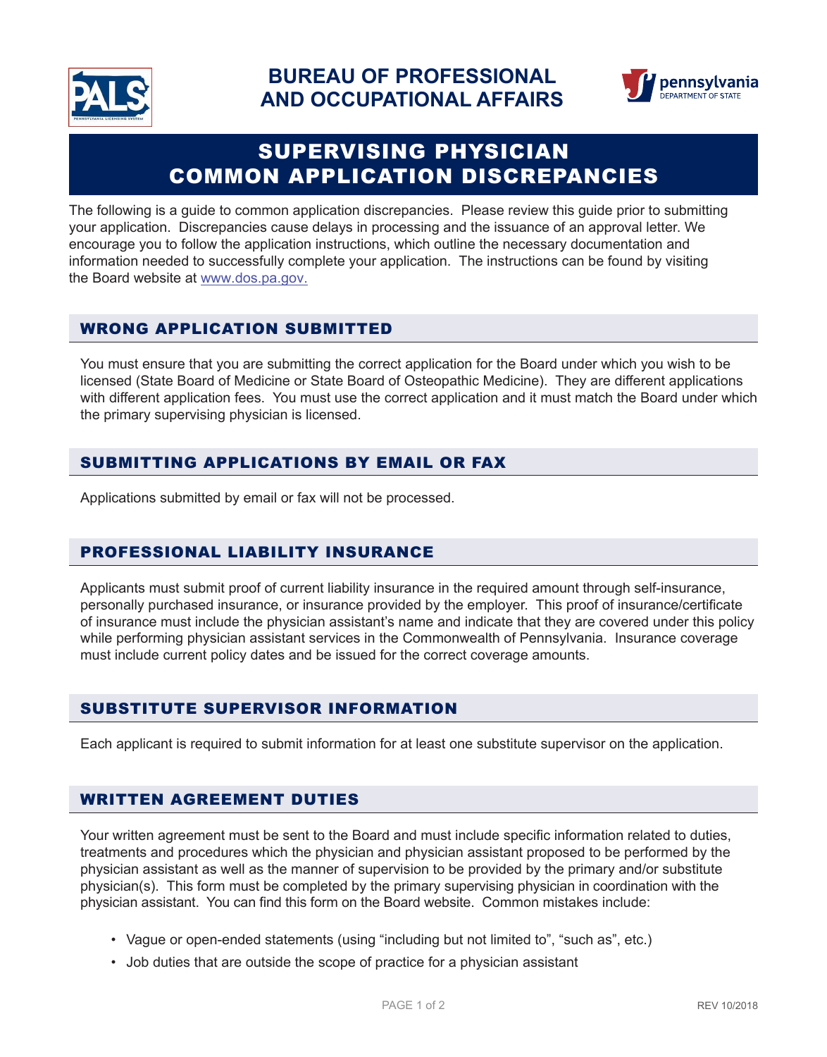# BUREAU OF PROFESSIONAL AND OCCUPATIONAL AFFAIRS

# SUPERVISING PHYSICIAN COMMON APPLICATION DISCREPANCIES

The following is a guide to common application discrepancies. Please review this guide prior to submitting your application. Discrepancies cause delays in processing and the issuance of an approval letter. We encourage you to follow the application instructions, which outline the necessary documentation and information needed to successfully complete your application. The instructions can be found by visiting the Board website at [www.dos.pa.gov.](http://www.dos.pa.gov)

## WRONG APPLICATION SUBMITTED

You must ensure that you are submitting the correct application for the Board under which you wish to be licensed (State Board of Medicine or State Board of Osteopathic Medicine). They are different applications with different application fees. You must use the correct application and it must match the Board under which the primary supervising physician is licensed.

## SUBMITTING APPLICATIONS BY EMAIL OR FAX

Applications submitted by email or fax will not be processed.

## PROFESSIONAL LIABILITY INSURANCE

Applicants must submit proof of current liability insurance in the required amount through self-insurance, personally purchased insurance, or insurance provided by the employer. This proof of insurance/certificate of insurance must include the physician assistant's name and indicate that they are covered under this policy while performing physician assistant services in the Commonwealth of Pennsylvania. Insurance coverage must include current policy dates and be issued for the correct coverage amounts.

## SUBSTITUTE SUPERVISOR INFORMATION

Each applicant is required to submit information for at least one substitute supervisor on the application.

## WRITTEN AGREEMENT DUTIES

Your written agreement must be sent to the Board and must include specific information related to duties, treatments and procedures which the physician and physician assistant proposed to be performed by the physician assistant as well as the manner of supervision to be provided by the primary and/or substitute physician(s). This form must be completed by the primary supervising physician in coordination with the physician assistant. You can find this form on the Board website. Common mistakes include:

- Vague or open-ended statements (using "including but not limited to", "such as", etc.)
- Job duties that are outside the scope of practice for a physician assistant

REV 10/2018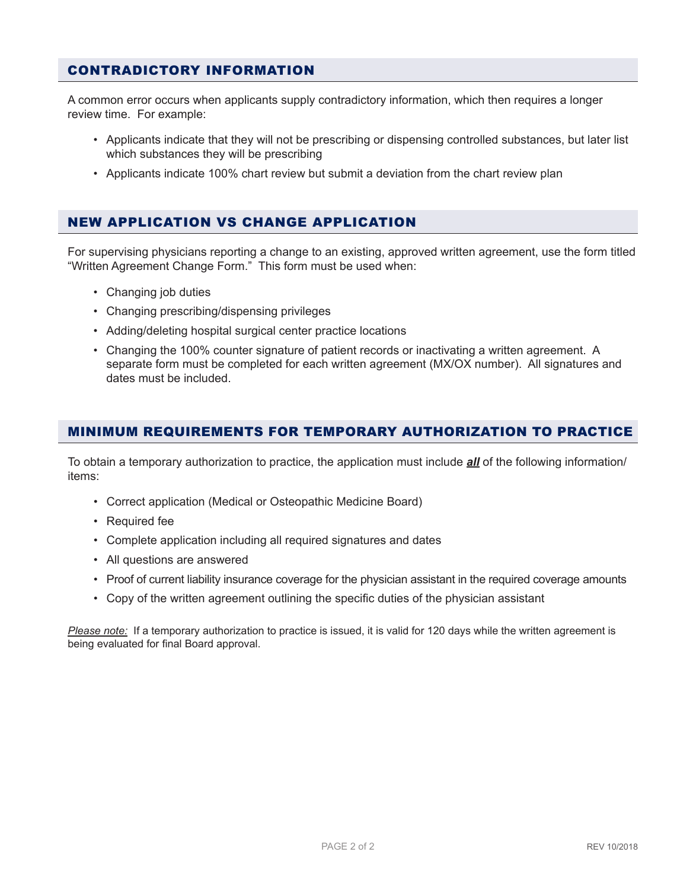## CONTRADICTORY INFORMATION

A common error occurs when applicants supply contradictory information, which then requires a longer review time. For example:

- Applicants indicate that they will not be prescribing or dispensing controlled substances, but later list which substances they will be prescribing
- Applicants indicate 100% chart review but submit a deviation from the chart review plan

## NEW APPLICATION VS CHANGE APPLICATION

For supervising physicians reporting a change to an existing, approved written agreement, use the form titled "Written Agreement Change Form." This form must be used when:

- Changing job duties
- Changing prescribing/dispensing privileges
- Adding/deleting hospital surgical center practice locations
- Changing the 100% counter signature of patient records or inactivating a written agreement. A separate form must be completed for each written agreement (MX/OX number). All signatures and dates must be included.

## MINIMUM REQUIREMENTS FOR TEMPORARY AUTHORIZATION TO PRACTICE

To obtain a temporary authorization to practice, the application must include ***all*** of the following information/ items:

- Correct application (Medical or Osteopathic Medicine Board)
- Required fee
- Complete application including all required signatures and dates
- All questions are answered
- Proof of current liability insurance coverage for the physician assistant in the required coverage amounts
- Copy of the written agreement outlining the specific duties of the physician assistant

*Please note:* If a temporary authorization to practice is issued, it is valid for 120 days while the written agreement is being evaluated for final Board approval.

REV 10/2018